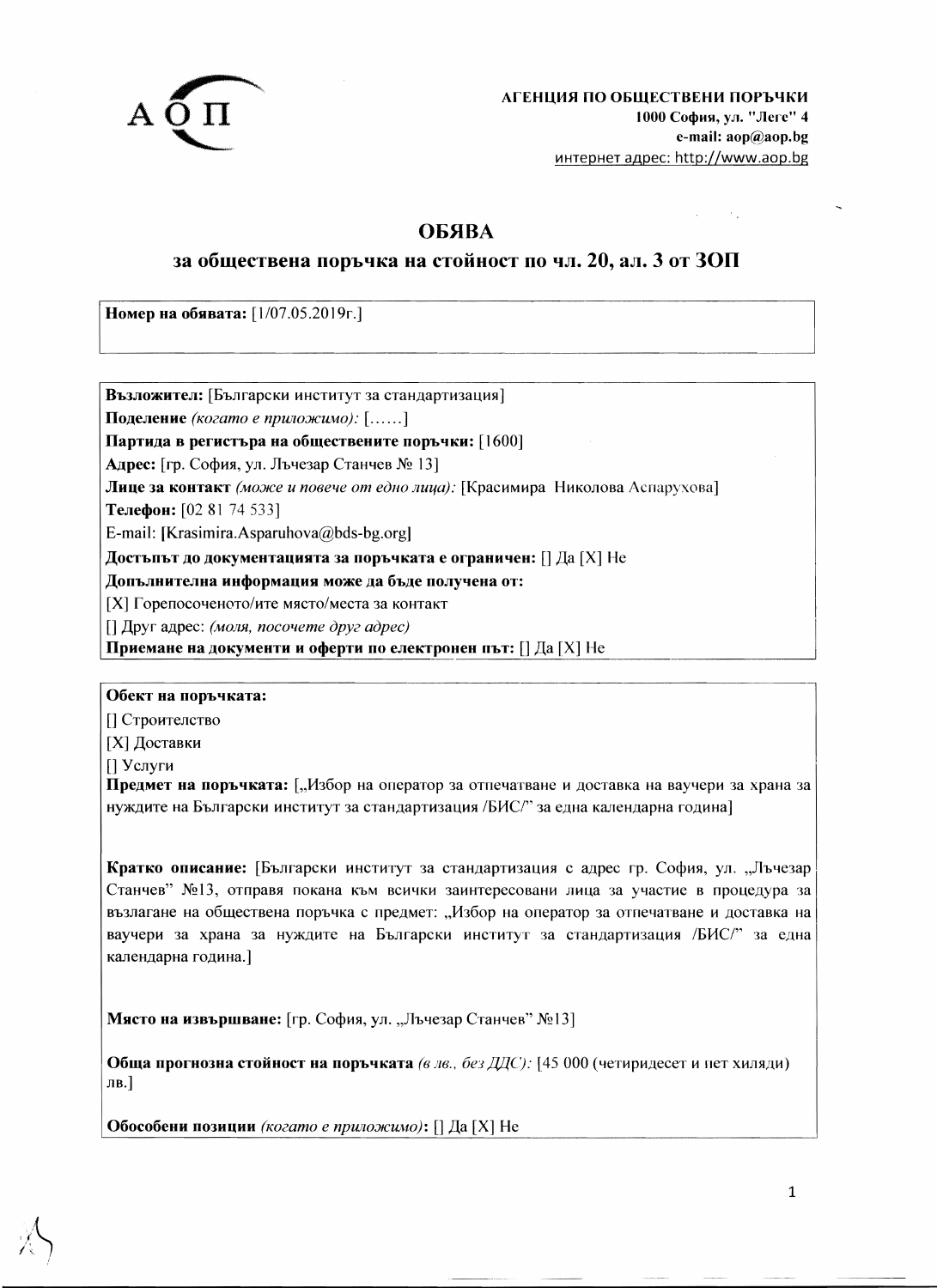АОП

**АГЕНЦИЯ ПО ОБЩЕСТВЕНИ ПОРЪЧКИ**
**1000 София, ул. "Леге" 4**
**e-mail: aop@aop.bg**
интернет адрес: http://www.aop.bg

# ОБЯВА

## за обществена поръчка на стойност по чл. 20, ал. 3 от ЗОП

**Номер на обявата:** [1/07.05.2019г.]

**Възложител:** [Български институт за стандартизация]
**Поделение** *(когато е приложимо):* [……]
**Партида в регистъра на обществените поръчки:** [1600]
**Адрес:** [гр. София, ул. Лъчезар Станчев № 13]
**Лице за контакт** *(може и повече от едно лица):* [Красимира Николова Аспарухова]
**Телефон:** [02 81 74 533]
E-mail: [Krasimira.Asparuhova@bds-bg.org]
**Достъпът до документацията за поръчката е ограничен:** [] Да [X] Не
**Допълнителна информация може да бъде получена от:**
[X] Горепосоченото/ите място/места за контакт
[] Друг адрес: *(моля, посочете друг адрес)*
**Приемане на документи и оферти по електронен път:** [] Да [X] Не

**Обект на поръчката:**
[] Строителство
[X] Доставки
[] Услуги
**Предмет на поръчката:** [„Избор на оператор за отпечатване и доставка на ваучери за храна за нуждите на Български институт за стандартизация /БИС/" за една календарна година]

**Кратко описание:** [Български институт за стандартизация с адрес гр. София, ул. „Лъчезар Станчев" №13, отправя покана към всички заинтересовани лица за участие в процедура за възлагане на обществена поръчка с предмет: „Избор на оператор за отпечатване и доставка на ваучери за храна за нуждите на Български институт за стандартизация /БИС/" за една календарна година.]

**Място на извършване:** [гр. София, ул. „Лъчезар Станчев" №13]

**Обща прогнозна стойност на поръчката** *(в лв., без ДДС):* [45 000 (четиридесет и пет хиляди) лв.]

**Обособени позиции** *(когато е приложимо)*: [] Да [X] Не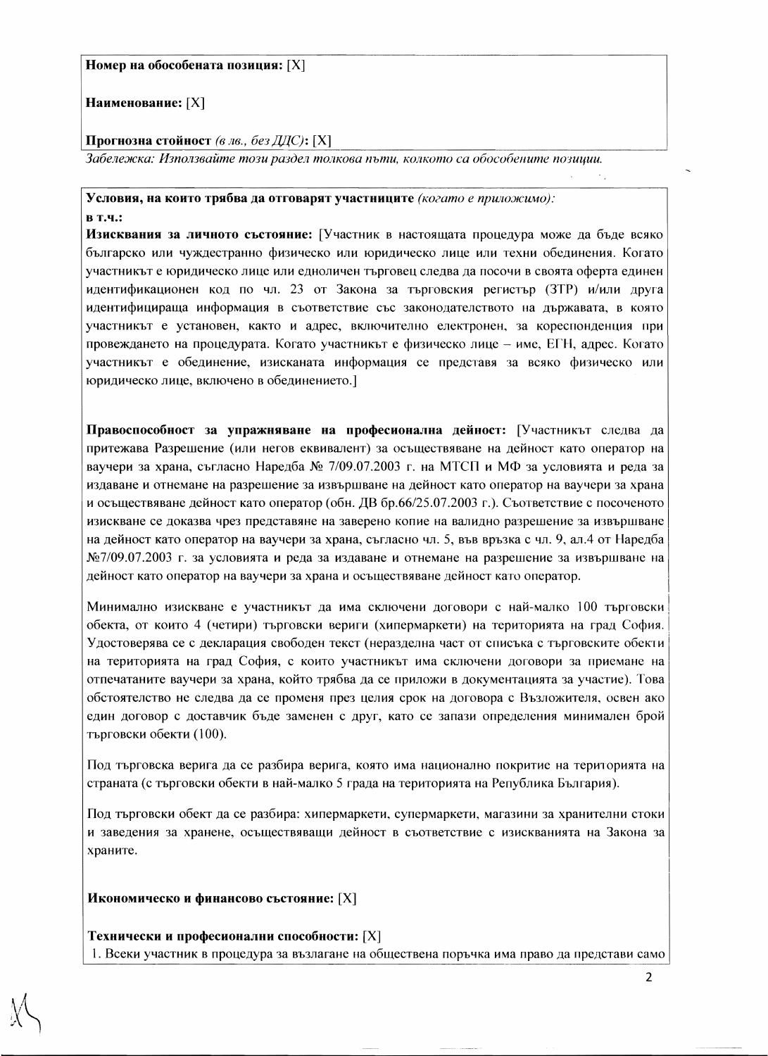**Номер на обособената позиция:** [X]

**Наименование:** [X]

**Прогнозна стойност** *(в лв., без ДДС)*: [X]

*Забележка: Използвайте този раздел толкова пъти, колкото са обособените позиции.*

**Условия, на които трябва да отговарят участниците** *(когато е приложимо)*:

**в т.ч.:**

**Изисквания за личното състояние:** [Участник в настоящата процедура може да бъде всяко българско или чуждестранно физическо или юридическо лице или техни обединения. Когато участникът е юридическо лице или едноличен търговец следва да посочи в своята оферта единен идентификационен код по чл. 23 от Закона за търговския регистър (ЗТР) и/или друга идентифицираща информация в съответствие със законодателството на държавата, в която участникът е установен, както и адрес, включително електронен, за кореспонденция при провеждането на процедурата. Когато участникът е физическо лице – име, ЕГН, адрес. Когато участникът е обединение, изисканата информация се представя за всяко физическо или юридическо лице, включено в обединението.]

**Правоспособност за упражняване на професионална дейност:** [Участникът следва да притежава Разрешение (или негов еквивалент) за осъществяване на дейност като оператор на ваучери за храна, съгласно Наредба № 7/09.07.2003 г. на МТСП и МФ за условията и реда за издаване и отнемане на разрешение за извършване на дейност като оператор на ваучери за храна и осъществяване дейност като оператор (обн. ДВ бр.66/25.07.2003 г.). Съответствие с посоченото изискване се доказва чрез представяне на заверено копие на валидно разрешение за извършване на дейност като оператор на ваучери за храна, съгласно чл. 5, във връзка с чл. 9, ал.4 от Наредба №7/09.07.2003 г. за условията и реда за издаване и отнемане на разрешение за извършване на дейност като оператор на ваучери за храна и осъществяване дейност като оператор.

Минимално изискване е участникът да има сключени договори с най-малко 100 търговски обекта, от които 4 (четири) търговски вериги (хипермаркети) на територията на град София. Удостоверява се с декларация свободен текст (неразделна част от списъка с търговските обекти на територията на град София, с които участникът има сключени договори за приемане на отпечатаните ваучери за храна, който трябва да се приложи в документацията за участие). Това обстоятелство не следва да се променя през целия срок на договора с Възложителя, освен ако един договор с доставчик бъде заменен с друг, като се запази определения минимален брой търговски обекти (100).

Под търговска верига да се разбира верига, която има национално покритие на територията на страната (с търговски обекти в най-малко 5 града на територията на Република България).

Под търговски обект да се разбира: хипермаркети, супермаркети, магазини за хранителни стоки и заведения за хранене, осъществяващи дейност в съответствие с изискванията на Закона за храните.

**Икономическо и финансово състояние:** [X]

**Технически и професионални способности:** [X]

1. Всеки участник в процедура за възлагане на обществена поръчка има право да представи само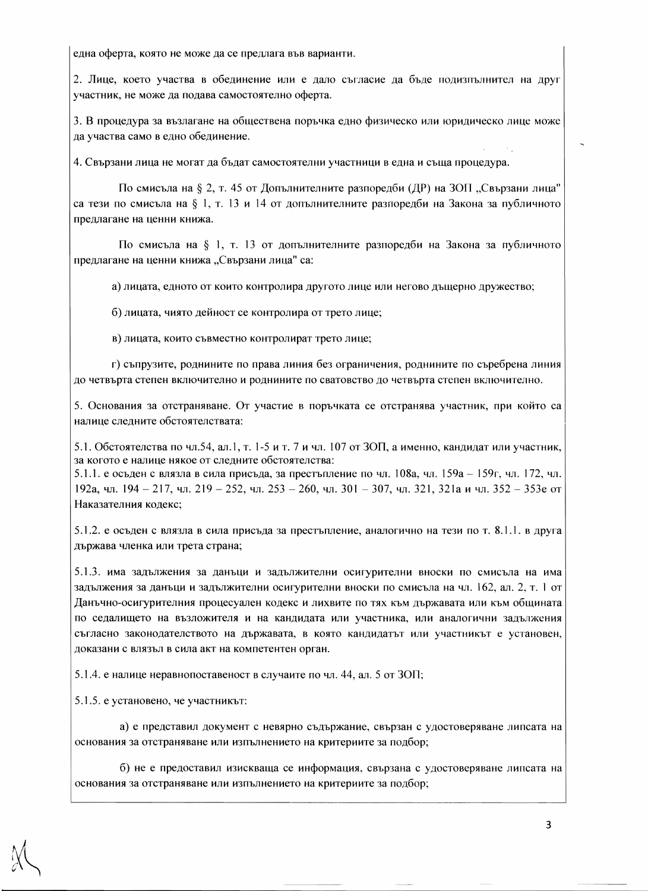една оферта, която не може да се предлага във варианти.

2. Лице, което участва в обединение или е дало съгласие да бъде подизпълнител на друг участник, не може да подава самостоятелно оферта.

3. В процедура за възлагане на обществена поръчка едно физическо или юридическо лице може да участва само в едно обединение.

4. Свързани лица не могат да бъдат самостоятелни участници в една и съща процедура.

По смисъла на § 2, т. 45 от Допълнителните разпоредби (ДР) на ЗОП „Свързани лица" са тези по смисъла на § 1, т. 13 и 14 от допълнителните разпоредби на Закона за публичното предлагане на ценни книжа.

По смисъла на § 1, т. 13 от допълнителните разпоредби на Закона за публичното предлагане на ценни книжа „Свързани лица" са:

а) лицата, едното от които контролира другото лице или негово дъщерно дружество;

б) лицата, чиято дейност се контролира от трето лице;

в) лицата, които съвместно контролират трето лице;

г) съпрузите, роднините по права линия без ограничения, роднините по съребрена линия до четвърта степен включително и роднините по сватовство до четвърта степен включително.

5. Основания за отстраняване. От участие в поръчката се отстранява участник, при който са налице следните обстоятелствата:

5.1. Обстоятелства по чл.54, ал.1, т. 1-5 и т. 7 и чл. 107 от ЗОП, а именно, кандидат или участник, за когото е налице някое от следните обстоятелства:

5.1.1. е осъден с влязла в сила присъда, за престъпление по чл. 108а, чл. 159а – 159г, чл. 172, чл. 192а, чл. 194 – 217, чл. 219 – 252, чл. 253 – 260, чл. 301 – 307, чл. 321, 321а и чл. 352 – 353е от Наказателния кодекс;

5.1.2. е осъден с влязла в сила присъда за престъпление, аналогично на тези по т. 8.1.1. в друга държава членка или трета страна;

5.1.3. има задължения за данъци и задължителни осигурителни вноски по смисъла на има задължения за данъци и задължителни осигурителни вноски по смисъла на чл. 162, ал. 2, т. 1 от Данъчно-осигурителния процесуален кодекс и лихвите по тях към държавата или към общината по седалището на възложителя и на кандидата или участника, или аналогични задължения съгласно законодателството на държавата, в която кандидатът или участникът е установен, доказани с влязъл в сила акт на компетентен орган.

5.1.4. е налице неравнопоставеност в случаите по чл. 44, ал. 5 от ЗОП;

5.1.5. е установено, че участникът:

а) е представил документ с невярно съдържание, свързан с удостоверяване липсата на основания за отстраняване или изпълнението на критериите за подбор;

б) не е предоставил изисква се информация, свързана с удостоверяване липсата на основания за отстраняване или изпълнението на критериите за подбор;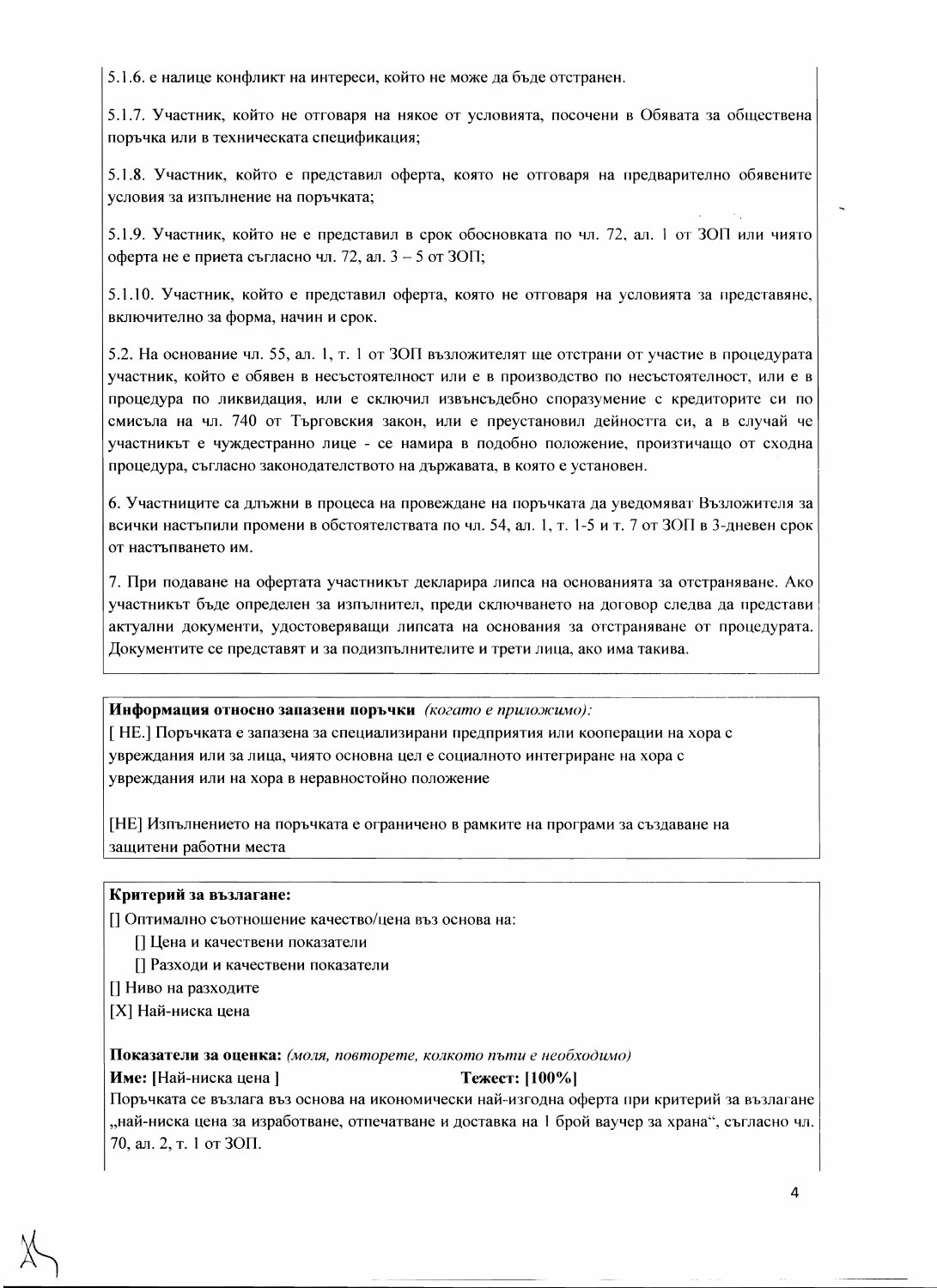5.1.6. е налице конфликт на интереси, който не може да бъде отстранен.

5.1.7. Участник, който не отговаря на някое от условията, посочени в Обявата за обществена поръчка или в техническата спецификация;

5.1.8. Участник, който е представил оферта, която не отговаря на предварително обявените условия за изпълнение на поръчката;

5.1.9. Участник, който не е представил в срок обосновката по чл. 72, ал. 1 от ЗОП или чиято оферта не е приета съгласно чл. 72, ал. 3 – 5 от ЗОП;

5.1.10. Участник, който е представил оферта, която не отговаря на условията за представяне, включително за форма, начин и срок.

5.2. На основание чл. 55, ал. 1, т. 1 от ЗОП възложителят ще отстрани от участие в процедурата участник, който е обявен в несъстоятелност или е в производство по несъстоятелност, или е в процедура по ликвидация, или е сключил извънсъдебно споразумение с кредиторите си по смисъла на чл. 740 от Търговския закон, или е преустановил дейността си, а в случай че участникът е чуждестранно лице - се намира в подобно положение, произтичащо от сходна процедура, съгласно законодателството на държавата, в която е установен.

6. Участниците са длъжни в процеса на провеждане на поръчката да уведомяват Възложителя за всички настъпили промени в обстоятелствата по чл. 54, ал. 1, т. 1-5 и т. 7 от ЗОП в 3-дневен срок от настъпването им.

7. При подаване на офертата участникът декларира липса на основанията за отстраняване. Ако участникът бъде определен за изпълнител, преди сключването на договор следва да представи актуални документи, удостоверяващи липсата на основания за отстраняване от процедурата. Документите се представят и за подизпълнителите и трети лица, ако има такива.

**Информация относно запазени поръчки** *(когато е приложимо):*

[ НЕ.] Поръчката е запазена за специализирани предприятия или кооперации на хора с увреждания или за лица, чиято основна цел е социалното интегриране на хора с увреждания или на хора в неравностойно положение

[НЕ] Изпълнението на поръчката е ограничено в рамките на програми за създаване на защитени работни места

**Критерий за възлагане:**

[] Оптимално съотношение качество/цена въз основа на:

- [] Цена и качествени показатели
- [] Разходи и качествени показатели

[] Ниво на разходите

[X] Най-ниска цена

**Показатели за оценка:** *(моля, повторете, колкото пъти е необходимо)*

**Име:** [Най-ниска цена ] **Тежест: [100%]**

Поръчката се възлага въз основа на икономически най-изгодна оферта при критерий за възлагане „най-ниска цена за изработване, отпечатване и доставка на 1 брой ваучер за храна“, съгласно чл. 70, ал. 2, т. 1 от ЗОП.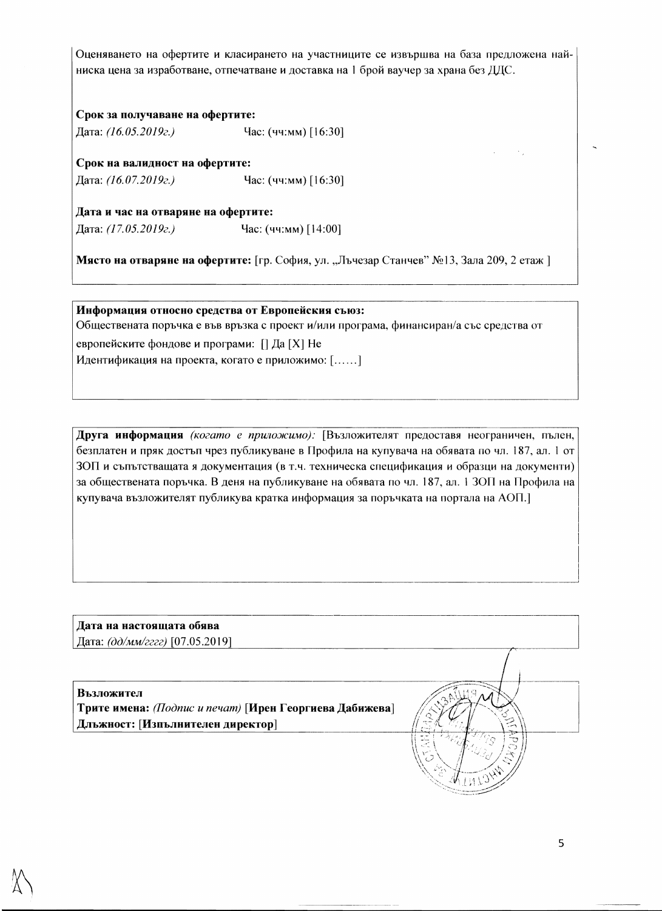Оценяването на офертите и класирането на участниците се извършва на база предложена най-ниска цена за изработване, отпечатване и доставка на 1 брой ваучер за храна без ДДС.

**Срок за получаване на офертите:**
Дата: *(16.05.2019г.)* Час: (чч:мм) [16:30]

**Срок на валидност на офертите:**
Дата: *(16.07.2019г.)* Час: (чч:мм) [16:30]

**Дата и час на отваряне на офертите:**
Дата: *(17.05.2019г.)* Час: (чч:мм) [14:00]

**Място на отваряне на офертите:** [гр. София, ул. „Лъчезар Станчев" №13, Зала 209, 2 етаж ]

**Информация относно средства от Европейския съюз:**
Обществената поръчка е във връзка с проект и/или програма, финансиран/а със средства от европейските фондове и програми: [] Да [X] Не
Идентификация на проекта, когато е приложимо: [……]

**Друга информация** *(когато е приложимо):* [Възложителят предоставя неограничен, пълен, безплатен и пряк достъп чрез публикуване в Профила на купувача на обявата по чл. 187, ал. 1 от ЗОП и съпътстващата я документация (в т.ч. техническа спецификация и образци на документи) за обществената поръчка. В деня на публикуване на обявата по чл. 187, ал. 1 ЗОП на Профила на купувача възложителят публикува кратка информация за поръчката на портала на АОП.]

**Дата на настоящата обява**
Дата: *(дд/мм/гггг)* [07.05.2019]

**Възложител**
**Трите имена:** *(Подпис и печат)* **[Ирен Георгиева Дабижева]**
**Длъжност: [Изпълнителен директор]**